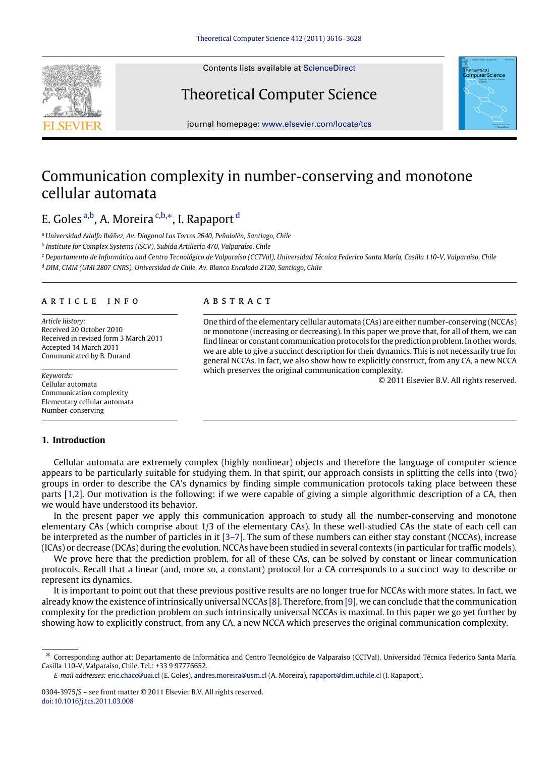# Communication complexity in number-conserving and monotone cellular automata

E. Goles [a,b], A. Moreira [c,b,*], I. Rapaport [d]

[a] Universidad Adolfo Ibáñez, Av. Diagonal Las Torres 2640, Peñalolén, Santiago, Chile

[b] Institute for Complex Systems (ISCV), Subida Artillería 470, Valparaíso, Chile

[c] Departamento de Informática and Centro Tecnológico de Valparaíso (CCTVal), Universidad Técnica Federico Santa María, Casilla 110-V, Valparaíso, Chile

[d] DIM, CMM (UMI 2807 CNRS), Universidad de Chile, Av. Blanco Encalada 2120, Santiago, Chile

## ARTICLE INFO

*Article history:*
Received 20 October 2010
Received in revised form 3 March 2011
Accepted 14 March 2011
Communicated by B. Durand

*Keywords:*
Cellular automata
Communication complexity
Elementary cellular automata
Number-conserving

## ABSTRACT

One third of the elementary cellular automata (CAs) are either number-conserving (NCCAs) or monotone (increasing or decreasing). In this paper we prove that, for all of them, we can find linear or constant communication protocols for the prediction problem. In other words, we are able to give a succinct description for their dynamics. This is not necessarily true for general NCCAs. In fact, we also show how to explicitly construct, from any CA, a new NCCA which preserves the original communication complexity.

© 2011 Elsevier B.V. All rights reserved.

## 1. Introduction

Cellular automata are extremely complex (highly nonlinear) objects and therefore the language of computer science appears to be particularly suitable for studying them. In that spirit, our approach consists in splitting the cells into (two) groups in order to describe the CA's dynamics by finding simple communication protocols taking place between these parts [1,2]. Our motivation is the following: if we were capable of giving a simple algorithmic description of a CA, then we would have understood its behavior.

In the present paper we apply this communication approach to study all the number-conserving and monotone elementary CAs (which comprise about 1/3 of the elementary CAs). In these well-studied CAs the state of each cell can be interpreted as the number of particles in it [3–7]. The sum of these numbers can either stay constant (NCCAs), increase (ICAs) or decrease (DCAs) during the evolution. NCCAs have been studied in several contexts (in particular for traffic models).

We prove here that the prediction problem, for all of these CAs, can be solved by constant or linear communication protocols. Recall that a linear (and, more so, a constant) protocol for a CA corresponds to a succinct way to describe or represent its dynamics.

It is important to point out that these previous positive results are no longer true for NCCAs with more states. In fact, we already know the existence of intrinsically universal NCCAs [8]. Therefore, from [9], we can conclude that the communication complexity for the prediction problem on such intrinsically universal NCCAs is maximal. In this paper we go yet further by showing how to explicitly construct, from any CA, a new NCCA which preserves the original communication complexity.

---

* Corresponding author at: Departamento de Informática and Centro Tecnológico de Valparaíso (CCTVal), Universidad Técnica Federico Santa María, Casilla 110-V, Valparaíso, Chile. Tel.: +33 9 97776652.

*E-mail addresses:* eric.chacc@uai.cl (E. Goles), andres.moreira@usm.cl (A. Moreira), rapaport@dim.uchile.cl (I. Rapaport).

0304-3975/$ – see front matter © 2011 Elsevier B.V. All rights reserved.
doi:10.1016/j.tcs.2011.03.008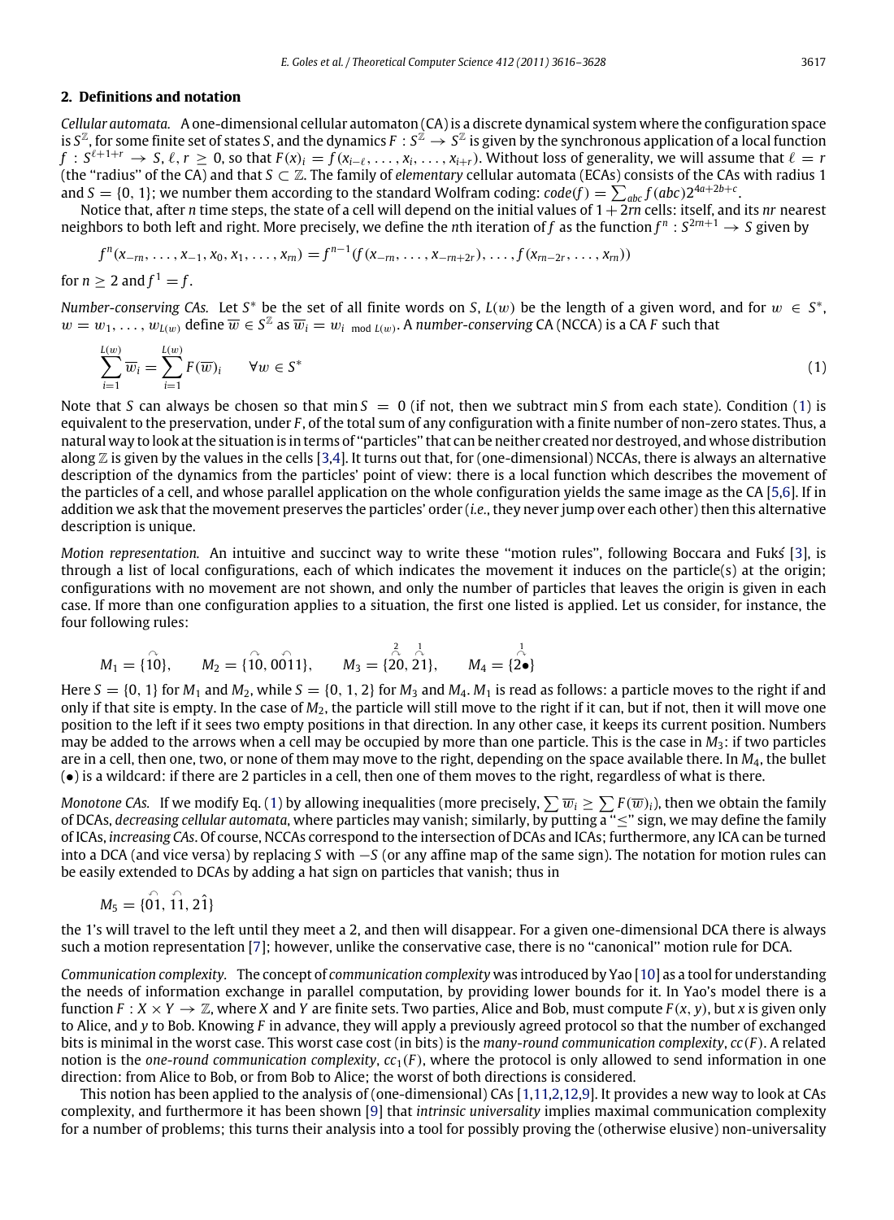## 2. Definitions and notation

*Cellular automata.* A one-dimensional cellular automaton (CA) is a discrete dynamical system where the configuration space is $S^{\mathbb{Z}}$, for some finite set of states $S$, and the dynamics $F : S^{\mathbb{Z}} \to S^{\mathbb{Z}}$ is given by the synchronous application of a local function $f : S^{\ell+1+r} \to S$, $\ell, r \geq 0$, so that $F(x)_i = f(x_{i-\ell}, \ldots, x_i, \ldots, x_{i+r})$. Without loss of generality, we will assume that $\ell = r$ (the "radius" of the CA) and that $S \subset \mathbb{Z}$. The family of *elementary* cellular automata (ECAs) consists of the CAs with radius 1 and $S = \{0, 1\}$; we number them according to the standard Wolfram coding: $code(f) = \sum_{abc} f(abc)2^{4a+2b+c}$.

Notice that, after $n$ time steps, the state of a cell will depend on the initial values of $1 + 2rn$ cells: itself, and its $nr$ nearest neighbors to both left and right. More precisely, we define the $n$th iteration of $f$ as the function $f^n : S^{2rn+1} \to S$ given by

$$f^n(x_{-rn}, \ldots, x_{-1}, x_0, x_1, \ldots, x_{rn}) = f^{n-1}(f(x_{-rn}, \ldots, x_{-rn+2r}), \ldots, f(x_{rn-2r}, \ldots, x_{rn}))$$

for $n \geq 2$ and $f^1 = f$.

*Number-conserving CAs.* Let $S^*$ be the set of all finite words on $S$, $L(w)$ be the length of a given word, and for $w \in S^*$, $w = w_1, \ldots, w_{L(w)}$ define $\overline{w} \in S^{\mathbb{Z}}$ as $\overline{w}_i = w_{i \bmod L(w)}$. A *number-conserving* CA (NCCA) is a CA $F$ such that

$$\sum_{i=1}^{L(w)} \overline{w}_i = \sum_{i=1}^{L(w)} F(\overline{w})_i \qquad \forall w \in S^* \tag{1}$$

Note that $S$ can always be chosen so that $\min S = 0$ (if not, then we subtract $\min S$ from each state). Condition (1) is equivalent to the preservation, under $F$, of the total sum of any configuration with a finite number of non-zero states. Thus, a natural way to look at the situation is in terms of "particles" that can be neither created nor destroyed, and whose distribution along $\mathbb{Z}$ is given by the values in the cells [3,4]. It turns out that, for (one-dimensional) NCCAs, there is always an alternative description of the dynamics from the particles' point of view: there is a local function which describes the movement of the particles of a cell, and whose parallel application on the whole configuration yields the same image as the CA [5,6]. If in addition we ask that the movement preserves the particles' order (*i.e.*, they never jump over each other) then this alternative description is unique.

*Motion representation.* An intuitive and succinct way to write these "motion rules", following Boccara and Fukś [3], is through a list of local configurations, each of which indicates the movement it induces on the particle(s) at the origin; configurations with no movement are not shown, and only the number of particles that leaves the origin is given in each case. If more than one configuration applies to a situation, the first one listed is applied. Let us consider, for instance, the four following rules:

$$M_1 = \{\overset{\frown}{10}\}, \qquad M_2 = \{\overset{\frown}{10}, \overset{\frown}{001}1\}, \qquad M_3 = \{\overset{\overset{2}{\frown}}{20}, \overset{\overset{1}{\frown}}{21}\}, \qquad M_4 = \{\overset{\overset{1}{\frown}}{2\bullet}\}$$

Here $S = \{0, 1\}$ for $M_1$ and $M_2$, while $S = \{0, 1, 2\}$ for $M_3$ and $M_4$. $M_1$ is read as follows: a particle moves to the right if and only if that site is empty. In the case of $M_2$, the particle will still move to the right if it can, but if not, then it will move one position to the left if it sees two empty positions in that direction. In any other case, it keeps its current position. Numbers may be added to the arrows when a cell may be occupied by more than one particle. This is the case in $M_3$: if two particles are in a cell, then one, two, or none of them may move to the right, depending on the space available there. In $M_4$, the bullet ($\bullet$) is a wildcard: if there are 2 particles in a cell, then one of them moves to the right, regardless of what is there.

*Monotone CAs.* If we modify Eq. (1) by allowing inequalities (more precisely, $\sum \overline{w}_i \geq \sum F(\overline{w})_i$), then we obtain the family of DCAs, *decreasing cellular automata*, where particles may vanish; similarly, by putting a "$\leq$" sign, we may define the family of ICAs, *increasing CAs*. Of course, NCCAs correspond to the intersection of DCAs and ICAs; furthermore, any ICA can be turned into a DCA (and vice versa) by replacing $S$ with $-S$ (or any affine map of the same sign). The notation for motion rules can be easily extended to DCAs by adding a hat sign on particles that vanish; thus in

$$M_5 = \{\overset{\frown}{01}, \overset{\frown}{11}, 2\hat{1}\}$$

the 1's will travel to the left until they meet a 2, and then will disappear. For a given one-dimensional DCA there is always such a motion representation [7]; however, unlike the conservative case, there is no "canonical" motion rule for DCA.

*Communication complexity.* The concept of *communication complexity* was introduced by Yao [10] as a tool for understanding the needs of information exchange in parallel computation, by providing lower bounds for it. In Yao's model there is a function $F : X \times Y \to \mathbb{Z}$, where $X$ and $Y$ are finite sets. Two parties, Alice and Bob, must compute $F(x, y)$, but $x$ is given only to Alice, and $y$ to Bob. Knowing $F$ in advance, they will apply a previously agreed protocol so that the number of exchanged bits is minimal in the worst case. This worst case cost (in bits) is the *many-round communication complexity*, $cc(F)$. A related notion is the *one-round communication complexity*, $cc_1(F)$, where the protocol is only allowed to send information in one direction: from Alice to Bob, or from Bob to Alice; the worst of both directions is considered.

This notion has been applied to the analysis of (one-dimensional) CAs [1,11,2,12,9]. It provides a new way to look at CAs complexity, and furthermore it has been shown [9] that *intrinsic universality* implies maximal communication complexity for a number of problems; this turns their analysis into a tool for possibly proving the (otherwise elusive) non-universality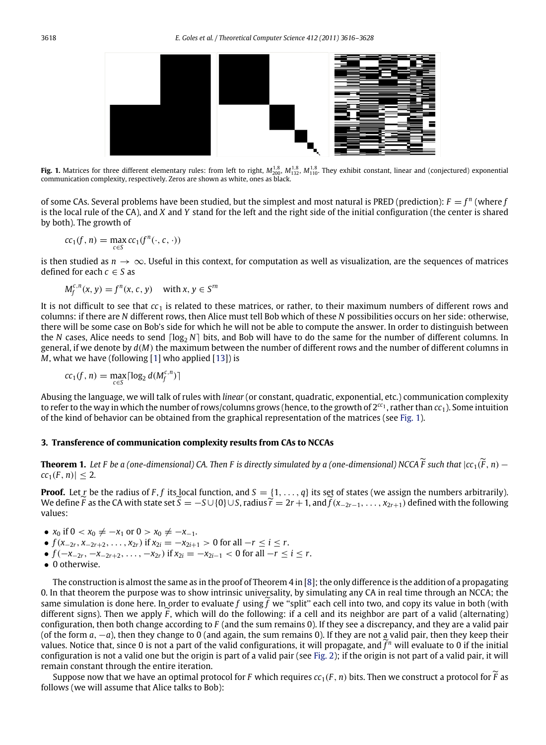**Fig. 1.** Matrices for three different elementary rules: from left to right, $M_{200}^{1,8}$, $M_{132}^{1,8}$, $M_{110}^{1,8}$. They exhibit constant, linear and (conjectured) exponential communication complexity, respectively. Zeros are shown as white, ones as black.

of some CAs. Several problems have been studied, but the simplest and most natural is PRED (prediction): $F = f^n$ (where $f$ is the local rule of the CA), and $X$ and $Y$ stand for the left and the right side of the initial configuration (the center is shared by both). The growth of

$$cc_1(f, n) = \max_{c \in S} cc_1(f^n(\cdot, c, \cdot))$$

is then studied as $n \to \infty$. Useful in this context, for computation as well as visualization, are the sequences of matrices defined for each $c \in S$ as

$$M_f^{c,n}(x, y) = f^n(x, c, y) \quad \text{with } x, y \in S^{rn}$$

It is not difficult to see that $cc_1$ is related to these matrices, or rather, to their maximum numbers of different rows and columns: if there are $N$ different rows, then Alice must tell Bob which of these $N$ possibilities occurs on her side: otherwise, there will be some case on Bob's side for which he will not be able to compute the answer. In order to distinguish between the $N$ cases, Alice needs to send $\lceil \log_2 N \rceil$ bits, and Bob will have to do the same for the number of different columns. In general, if we denote by $d(M)$ the maximum between the number of different rows and the number of different columns in $M$, what we have (following [1] who applied [13]) is

$$cc_1(f, n) = \max_{c \in S} \lceil \log_2 d(M_f^{c,n}) \rceil$$

Abusing the language, we will talk of rules with *linear* (or constant, quadratic, exponential, etc.) communication complexity to refer to the way in which the number of rows/columns grows (hence, to the growth of $2^{cc_1}$, rather than $cc_1$). Some intuition of the kind of behavior can be obtained from the graphical representation of the matrices (see Fig. 1).

## 3. Transference of communication complexity results from CAs to NCCAs

**Theorem 1.** *Let $F$ be a (one-dimensional) CA. Then $F$ is directly simulated by a (one-dimensional) NCCA $\widetilde{F}$ such that $|cc_1(\widetilde{F}, n) - cc_1(F, n)| \leq 2$.*

**Proof.** Let $r$ be the radius of $F$, $f$ its local function, and $S = \{1, \ldots, q\}$ its set of states (we assign the numbers arbitrarily). We define $\widetilde{F}$ as the CA with state set $\widetilde{S} = -S \cup \{0\} \cup S$, radius $\widetilde{r} = 2r + 1$, and $\widetilde{f}(x_{-2r-1}, \ldots, x_{2r+1})$ defined with the following values:

- $x_0$ if $0 < x_0 \neq -x_1$ or $0 > x_0 \neq -x_{-1}$.
- $f(x_{-2r}, x_{-2r+2}, \ldots, x_{2r})$ if $x_{2i} = -x_{2i+1} > 0$ for all $-r \leq i \leq r$.
- $f(-x_{-2r}, -x_{-2r+2}, \ldots, -x_{2r})$ if $x_{2i} = -x_{2i-1} < 0$ for all $-r \leq i \leq r$.
- 0 otherwise.

The construction is almost the same as in the proof of Theorem 4 in [8]; the only difference is the addition of a propagating 0. In that theorem the purpose was to show intrinsic universality, by simulating any CA in real time through an NCCA; the same simulation is done here. In order to evaluate $f$ using $\widetilde{f}$ we "split" each cell into two, and copy its value in both (with different signs). Then we apply $\widetilde{F}$, which will do the following: if a cell and its neighbor are part of a valid (alternating) configuration, then both change according to $F$ (and the sum remains 0). If they see a discrepancy, and they are a valid pair (of the form $a, -a$), then they change to 0 (and again, the sum remains 0). If they are not a valid pair, then they keep their values. Notice that, since 0 is not a part of the valid configurations, it will propagate, and $\widetilde{f}^n$ will evaluate to 0 if the initial configuration is not a valid one but the origin is part of a valid pair (see Fig. 2); if the origin is not part of a valid pair, it will remain constant through the entire iteration.

Suppose now that we have an optimal protocol for $F$ which requires $cc_1(F, n)$ bits. Then we construct a protocol for $\widetilde{F}$ as follows (we will assume that Alice talks to Bob):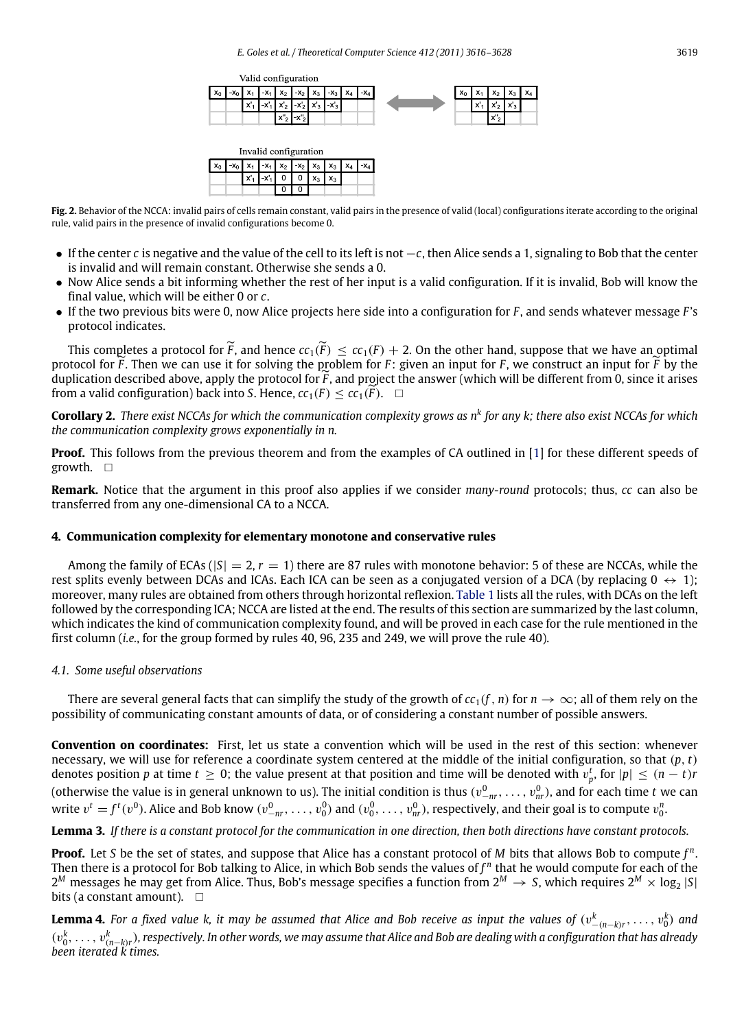**Fig. 2.** Behavior of the NCCA: invalid pairs of cells remain constant, valid pairs in the presence of valid (local) configurations iterate according to the original rule, valid pairs in the presence of invalid configurations become 0.

- If the center $c$ is negative and the value of the cell to its left is not $-c$, then Alice sends a 1, signaling to Bob that the center is invalid and will remain constant. Otherwise she sends a 0.
- Now Alice sends a bit informing whether the rest of her input is a valid configuration. If it is invalid, Bob will know the final value, which will be either 0 or $c$.
- If the two previous bits were 0, now Alice projects here side into a configuration for $F$, and sends whatever message $F$'s protocol indicates.

This completes a protocol for $\widetilde{F}$, and hence $cc_1(\widetilde{F}) \leq cc_1(F) + 2$. On the other hand, suppose that we have an optimal protocol for $\widetilde{F}$. Then we can use it for solving the problem for $F$: given an input for $F$, we construct an input for $\widetilde{F}$ by the duplication described above, apply the protocol for $\widetilde{F}$, and project the answer (which will be different from 0, since it arises from a valid configuration) back into $S$. Hence, $cc_1(F) \leq cc_1(\widetilde{F})$. $\square$

**Corollary 2.** *There exist NCCAs for which the communication complexity grows as $n^k$ for any $k$; there also exist NCCAs for which the communication complexity grows exponentially in $n$.*

**Proof.** This follows from the previous theorem and from the examples of CA outlined in [1] for these different speeds of growth. $\square$

**Remark.** Notice that the argument in this proof also applies if we consider *many-round* protocols; thus, *cc* can also be transferred from any one-dimensional CA to a NCCA.

## 4. Communication complexity for elementary monotone and conservative rules

Among the family of ECAs ($|S| = 2$, $r = 1$) there are 87 rules with monotone behavior: 5 of these are NCCAs, while the rest splits evenly between DCAs and ICAs. Each ICA can be seen as a conjugated version of a DCA (by replacing $0 \leftrightarrow 1$); moreover, many rules are obtained from others through horizontal reflexion. Table 1 lists all the rules, with DCAs on the left followed by the corresponding ICA; NCCA are listed at the end. The results of this section are summarized by the last column, which indicates the kind of communication complexity found, and will be proved in each case for the rule mentioned in the first column (*i.e.*, for the group formed by rules 40, 96, 235 and 249, we will prove the rule 40).

### 4.1. Some useful observations

There are several general facts that can simplify the study of the growth of $cc_1(f, n)$ for $n \to \infty$; all of them rely on the possibility of communicating constant amounts of data, or of considering a constant number of possible answers.

**Convention on coordinates:** First, let us state a convention which will be used in the rest of this section: whenever necessary, we will use for reference a coordinate system centered at the middle of the initial configuration, so that $(p, t)$ denotes position $p$ at time $t \geq 0$; the value present at that position and time will be denoted with $v_p^t$, for $|p| \leq (n - t)r$ (otherwise the value is in general unknown to us). The initial condition is thus $(v_{-nr}^0, \ldots, v_{nr}^0)$, and for each time $t$ we can write $v^t = f^t(v^0)$. Alice and Bob know $(v_{-nr}^0, \ldots, v_0^0)$ and $(v_0^0, \ldots, v_{nr}^0)$, respectively, and their goal is to compute $v_0^n$.

**Lemma 3.** *If there is a constant protocol for the communication in one direction, then both directions have constant protocols.*

**Proof.** Let $S$ be the set of states, and suppose that Alice has a constant protocol of $M$ bits that allows Bob to compute $f^n$. Then there is a protocol for Bob talking to Alice, in which Bob sends the values of $f^n$ that he would compute for each of the $2^M$ messages he may get from Alice. Thus, Bob's message specifies a function from $2^M \to S$, which requires $2^M \times \log_2 |S|$ bits (a constant amount). $\square$

**Lemma 4.** *For a fixed value $k$, it may be assumed that Alice and Bob receive as input the values of $(v_{-(n-k)r}^k, \ldots, v_0^k)$ and $(v_0^k, \ldots, v_{(n-k)r}^k)$, respectively. In other words, we may assume that Alice and Bob are dealing with a configuration that has already been iterated $k$ times.*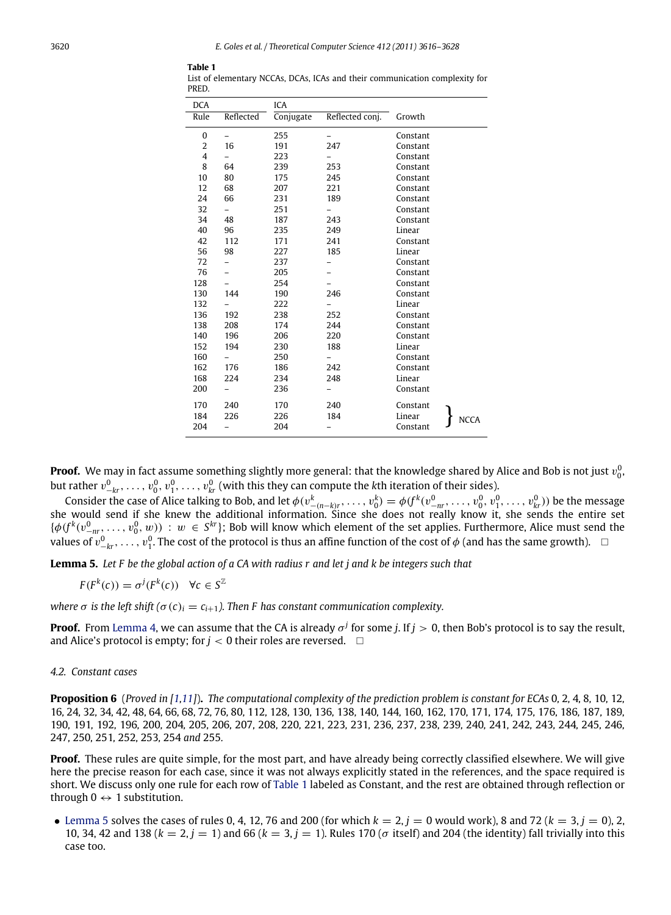**Table 1**
List of elementary NCCAs, DCAs, ICAs and their communication complexity for PRED.

| DCA | | ICA | | |
|---|---|---|---|---|
| Rule | Reflected | Conjugate | Reflected conj. | Growth |
| 0 | – | 255 | – | Constant |
| 2 | 16 | 191 | 247 | Constant |
| 4 | – | 223 | – | Constant |
| 8 | 64 | 239 | 253 | Constant |
| 10 | 80 | 175 | 245 | Constant |
| 12 | 68 | 207 | 221 | Constant |
| 24 | 66 | 231 | 189 | Constant |
| 32 | – | 251 | – | Constant |
| 34 | 48 | 187 | 243 | Constant |
| 40 | 96 | 235 | 249 | Linear |
| 42 | 112 | 171 | 241 | Constant |
| 56 | 98 | 227 | 185 | Linear |
| 72 | – | 237 | – | Constant |
| 76 | – | 205 | – | Constant |
| 128 | – | 254 | – | Constant |
| 130 | 144 | 190 | 246 | Constant |
| 132 | – | 222 | – | Linear |
| 136 | 192 | 238 | 252 | Constant |
| 138 | 208 | 174 | 244 | Constant |
| 140 | 196 | 206 | 220 | Constant |
| 152 | 194 | 230 | 188 | Linear |
| 160 | – | 250 | – | Constant |
| 162 | 176 | 186 | 242 | Constant |
| 168 | 224 | 234 | 248 | Linear |
| 200 | – | 236 | – | Constant |
| 170 | 240 | 170 | 240 | Constant (NCCA) |
| 184 | 226 | 226 | 184 | Linear (NCCA) |
| 204 | – | 204 | – | Constant (NCCA) |

**Proof.** We may in fact assume something slightly more general: that the knowledge shared by Alice and Bob is not just $v_0^0$, but rather $v_{-kr}^0, \ldots, v_0^0, v_1^0, \ldots, v_{kr}^0$ (with this they can compute the $k$th iteration of their sides).

Consider the case of Alice talking to Bob, and let $\phi(v^k_{-(n-k)r}, \ldots, v_0^k) = \phi(f^k(v^0_{-nr}, \ldots, v_0^0, v_1^0, \ldots, v_{kr}^0))$ be the message she would send if she knew the additional information. Since she does not really know it, she sends the entire set $\{\phi(f^k(v^0_{-nr}, \ldots, v_0^0, w)) : w \in S^{kr}\}$; Bob will know which element of the set applies. Furthermore, Alice must send the values of $v^0_{-kr}, \ldots, v_1^0$. The cost of the protocol is thus an affine function of the cost of $\phi$ (and has the same growth). □

**Lemma 5.** *Let $F$ be the global action of a CA with radius $r$ and let $j$ and $k$ be integers such that*

$$F(F^k(c)) = \sigma^j(F^k(c)) \quad \forall c \in S^{\mathbb{Z}}$$

*where $\sigma$ is the left shift ($\sigma(c)_i = c_{i+1}$). Then $F$ has constant communication complexity.*

**Proof.** From Lemma 4, we can assume that the CA is already $\sigma^j$ for some $j$. If $j > 0$, then Bob's protocol is to say the result, and Alice's protocol is empty; for $j < 0$ their roles are reversed. □

### 4.2. Constant cases

**Proposition 6** (*Proved in [1,11]*). *The computational complexity of the prediction problem is constant for ECAs 0, 2, 4, 8, 10, 12, 16, 24, 32, 34, 42, 48, 64, 66, 68, 72, 76, 80, 112, 128, 130, 136, 138, 140, 144, 160, 162, 170, 171, 174, 175, 176, 186, 187, 189, 190, 191, 192, 196, 200, 204, 205, 206, 207, 208, 220, 221, 223, 231, 236, 237, 238, 239, 240, 241, 242, 243, 244, 245, 246, 247, 250, 251, 252, 253, 254 and 255.*

**Proof.** These rules are quite simple, for the most part, and have already being correctly classified elsewhere. We will give here the precise reason for each case, since it was not always explicitly stated in the references, and the space required is short. We discuss only one rule for each row of Table 1 labeled as Constant, and the rest are obtained through reflection or through $0 \leftrightarrow 1$ substitution.

- Lemma 5 solves the cases of rules 0, 4, 12, 76 and 200 (for which $k = 2, j = 0$ would work), 8 and 72 ($k = 3, j = 0$), 2, 10, 34, 42 and 138 ($k = 2, j = 1$) and 66 ($k = 3, j = 1$). Rules 170 ($\sigma$ itself) and 204 (the identity) fall trivially into this case too.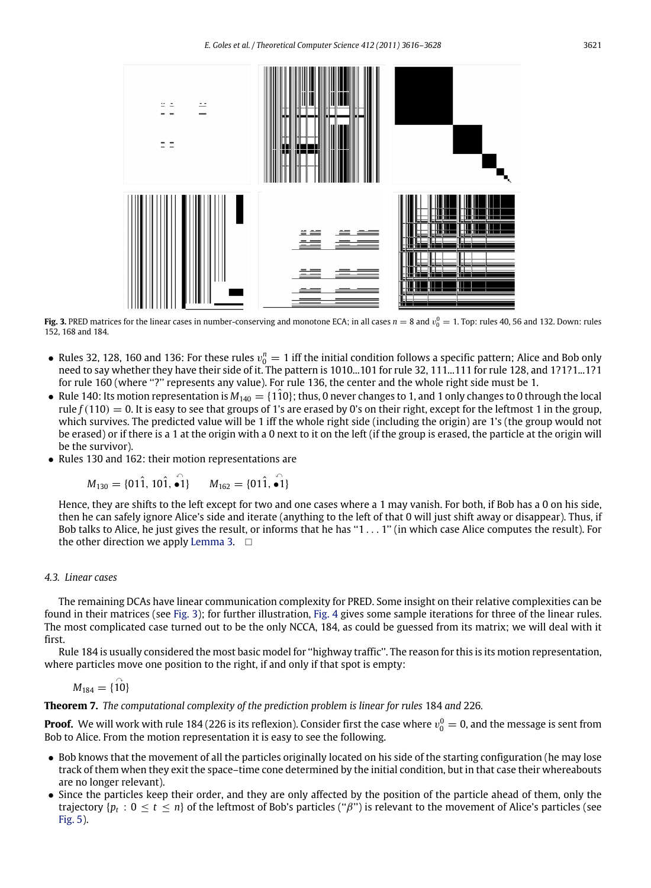**Fig. 3.** PRED matrices for the linear cases in number-conserving and monotone ECA; in all cases $n = 8$ and $v_0^0 = 1$. Top: rules 40, 56 and 132. Down: rules 152, 168 and 184.

- Rules 32, 128, 160 and 136: For these rules $v_0^n = 1$ iff the initial condition follows a specific pattern; Alice and Bob only need to say whether they have their side of it. The pattern is 1010...101 for rule 32, 111...111 for rule 128, and 1?1?1...1?1 for rule 160 (where "?" represents any value). For rule 136, the center and the whole right side must be 1.
- Rule 140: Its motion representation is $M_{140} = \{1\hat{1}0\}$; thus, 0 never changes to 1, and 1 only changes to 0 through the local rule $f(110) = 0$. It is easy to see that groups of 1's are erased by 0's on their right, except for the leftmost 1 in the group, which survives. The predicted value will be 1 iff the whole right side (including the origin) are 1's (the group would not be erased) or if there is a 1 at the origin with a 0 next to it on the left (if the group is erased, the particle at the origin will be the survivor).
- Rules 130 and 162: their motion representations are

  $$M_{130} = \{01\hat{1}, 10\hat{1}, \overset{\frown}{\bullet 1}\} \qquad M_{162} = \{01\hat{1}, \overset{\frown}{\bullet 1}\}$$

  Hence, they are shifts to the left except for two and one cases where a 1 may vanish. For both, if Bob has a 0 on his side, then he can safely ignore Alice's side and iterate (anything to the left of that 0 will just shift away or disappear). Thus, if Bob talks to Alice, he just gives the result, or informs that he has "1 . . . 1" (in which case Alice computes the result). For the other direction we apply Lemma 3. □

### 4.3. Linear cases

The remaining DCAs have linear communication complexity for PRED. Some insight on their relative complexities can be found in their matrices (see Fig. 3); for further illustration, Fig. 4 gives some sample iterations for three of the linear rules. The most complicated case turned out to be the only NCCA, 184, as could be guessed from its matrix; we will deal with it first.

Rule 184 is usually considered the most basic model for "highway traffic". The reason for this is its motion representation, where particles move one position to the right, if and only if that spot is empty:

$$M_{184} = \{\overset{\frown}{10}\}$$

**Theorem 7.** *The computational complexity of the prediction problem is linear for rules* 184 *and* 226*.*

**Proof.** We will work with rule 184 (226 is its reflexion). Consider first the case where $v_0^0 = 0$, and the message is sent from Bob to Alice. From the motion representation it is easy to see the following.

- Bob knows that the movement of all the particles originally located on his side of the starting configuration (he may lose track of them when they exit the space–time cone determined by the initial condition, but in that case their whereabouts are no longer relevant).
- Since the particles keep their order, and they are only affected by the position of the particle ahead of them, only the trajectory $\{p_t : 0 \leq t \leq n\}$ of the leftmost of Bob's particles ("$\beta$") is relevant to the movement of Alice's particles (see Fig. 5).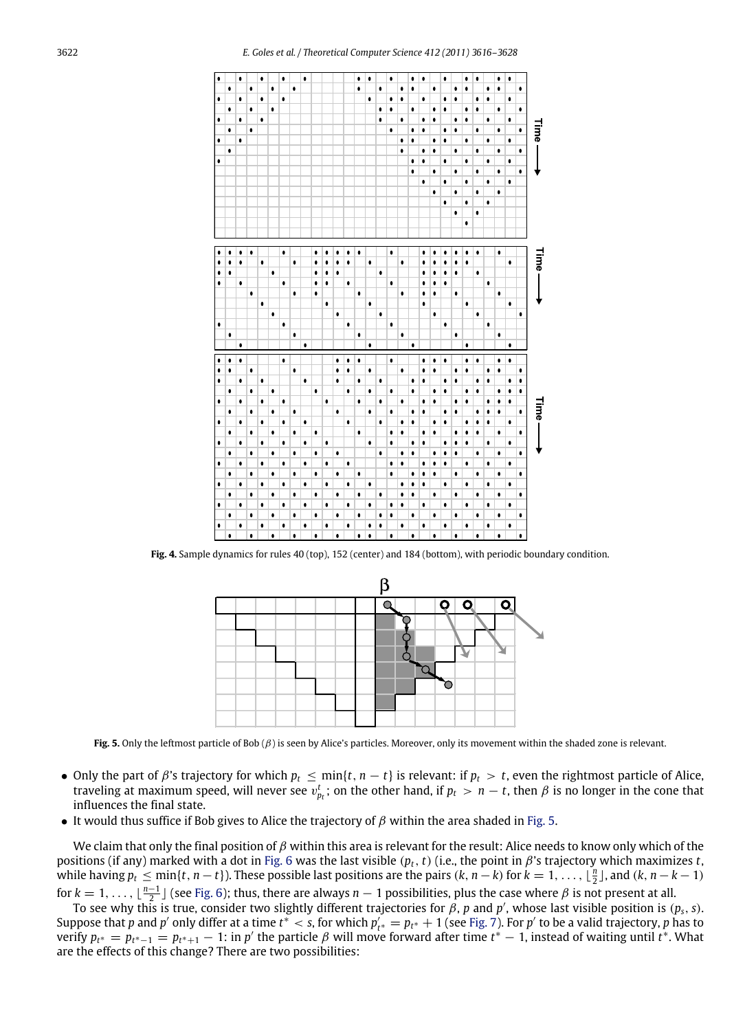**Fig. 4.** Sample dynamics for rules 40 (top), 152 (center) and 184 (bottom), with periodic boundary condition.

**Fig. 5.** Only the leftmost particle of Bob ($\beta$) is seen by Alice's particles. Moreover, only its movement within the shaded zone is relevant.

- Only the part of $\beta$'s trajectory for which $p_t \leq \min\{t, n-t\}$ is relevant: if $p_t > t$, even the rightmost particle of Alice, traveling at maximum speed, will never see $v^t_{p_t}$; on the other hand, if $p_t > n - t$, then $\beta$ is no longer in the cone that influences the final state.
- It would thus suffice if Bob gives to Alice the trajectory of $\beta$ within the area shaded in Fig. 5.

We claim that only the final position of $\beta$ within this area is relevant for the result: Alice needs to know only which of the positions (if any) marked with a dot in Fig. 6 was the last visible $(p_t, t)$ (i.e., the point in $\beta$'s trajectory which maximizes $t$, while having $p_t \leq \min\{t, n-t\}$). These possible last positions are the pairs $(k, n-k)$ for $k = 1, \ldots, \lfloor \frac{n}{2} \rfloor$, and $(k, n-k-1)$ for $k = 1, \ldots, \lfloor \frac{n-1}{2} \rfloor$ (see Fig. 6); thus, there are always $n-1$ possibilities, plus the case where $\beta$ is not present at all.

To see why this is true, consider two slightly different trajectories for $\beta$, $p$ and $p'$, whose last visible position is $(p_s, s)$. Suppose that $p$ and $p'$ only differ at a time $t^* < s$, for which $p'_{t^*} = p_{t^*} + 1$ (see Fig. 7). For $p'$ to be a valid trajectory, $p$ has to verify $p_{t^*} = p_{t^*-1} = p_{t^*+1} - 1$: in $p'$ the particle $\beta$ will move forward after time $t^* - 1$, instead of waiting until $t^*$. What are the effects of this change? There are two possibilities: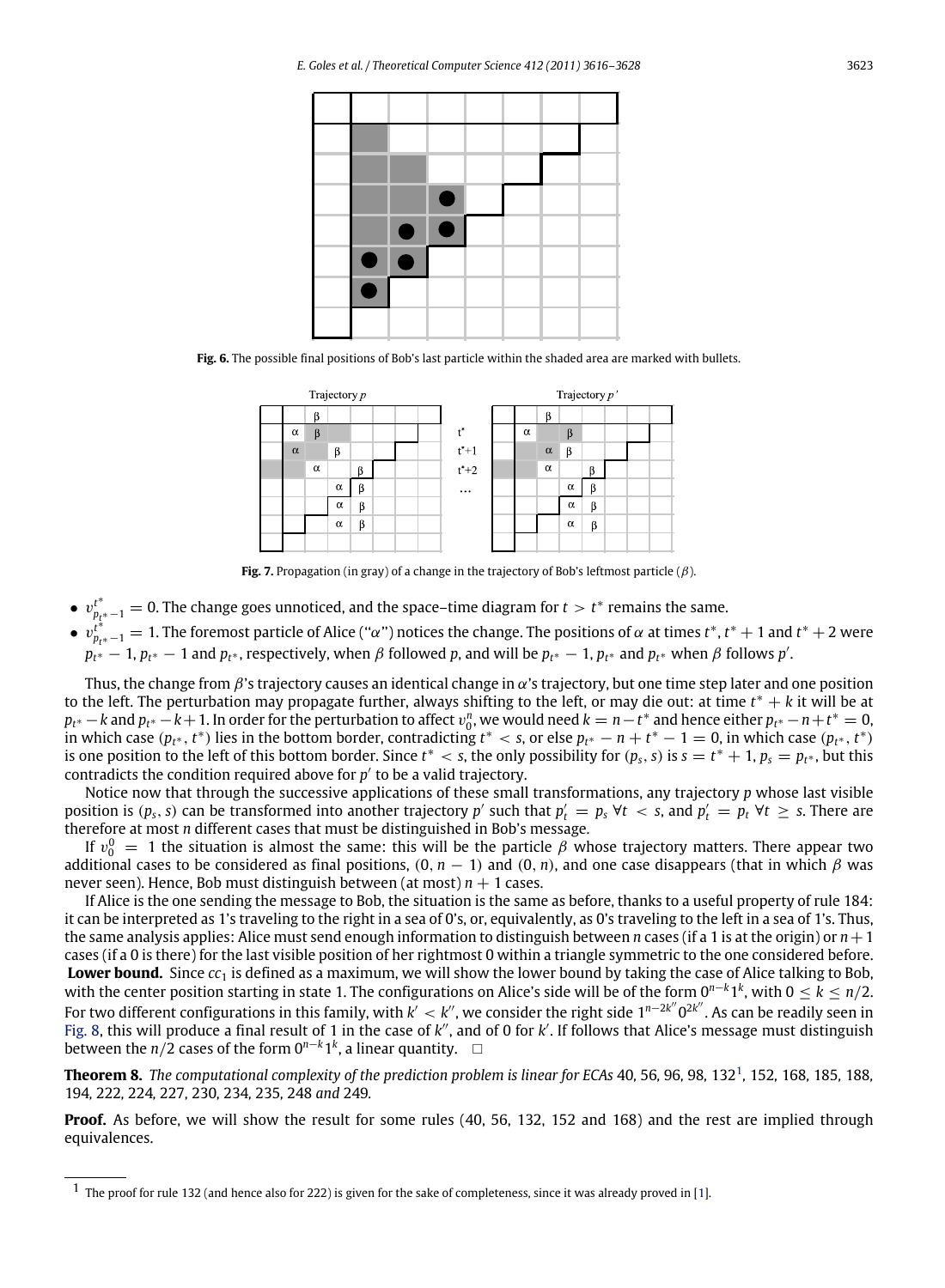Fig. 6. The possible final positions of Bob's last particle within the shaded area are marked with bullets.

Fig. 7. Propagation (in gray) of a change in the trajectory of Bob's leftmost particle ($\beta$).

- $v^{t^*}_{p_{t^*}-1} = 0$. The change goes unnoticed, and the space–time diagram for $t > t^*$ remains the same.
- $v^{t^*}_{p_{t^*}-1} = 1$. The foremost particle of Alice ("$\alpha$") notices the change. The positions of $\alpha$ at times $t^*$, $t^*+1$ and $t^*+2$ were $p_{t^*}-1$, $p_{t^*}-1$ and $p_{t^*}$, respectively, when $\beta$ followed $p$, and will be $p_{t^*}-1$, $p_{t^*}$ and $p_{t^*}$ when $\beta$ follows $p'$.

Thus, the change from $\beta$'s trajectory causes an identical change in $\alpha$'s trajectory, but one time step later and one position to the left. The perturbation may propagate further, always shifting to the left, or may die out: at time $t^*+k$ it will be at $p_{t^*}-k$ and $p_{t^*}-k+1$. In order for the perturbation to affect $v^n_0$, we would need $k = n-t^*$ and hence either $p_{t^*}-n+t^* = 0$, in which case $(p_{t^*}, t^*)$ lies in the bottom border, contradicting $t^* < s$, or else $p_{t^*}-n+t^*-1 = 0$, in which case $(p_{t^*}, t^*)$ is one position to the left of this bottom border. Since $t^* < s$, the only possibility for $(p_s, s)$ is $s = t^*+1$, $p_s = p_{t^*}$, but this contradicts the condition required above for $p'$ to be a valid trajectory.

Notice now that through the successive applications of these small transformations, any trajectory $p$ whose last visible position is $(p_s, s)$ can be transformed into another trajectory $p'$ such that $p'_t = p_s$ $\forall t < s$, and $p'_t = p_t$ $\forall t \geq s$. There are therefore at most $n$ different cases that must be distinguished in Bob's message.

If $v^0_0 = 1$ the situation is almost the same: this will be the particle $\beta$ whose trajectory matters. There appear two additional cases to be considered as final positions, $(0, n-1)$ and $(0, n)$, and one case disappears (that in which $\beta$ was never seen). Hence, Bob must distinguish between (at most) $n+1$ cases.

If Alice is the one sending the message to Bob, the situation is the same as before, thanks to a useful property of rule 184: it can be interpreted as 1's traveling to the right in a sea of 0's, or, equivalently, as 0's traveling to the left in a sea of 1's. Thus, the same analysis applies: Alice must send enough information to distinguish between $n$ cases (if a 1 is at the origin) or $n+1$ cases (if a 0 is there) for the last visible position of her rightmost 0 within a triangle symmetric to the one considered before.

**Lower bound.** Since $cc_1$ is defined as a maximum, we will show the lower bound by taking the case of Alice talking to Bob, with the center position starting in state 1. The configurations on Alice's side will be of the form $0^{n-k}1^k$, with $0 \leq k \leq n/2$. For two different configurations in this family, with $k' < k''$, we consider the right side $1^{n-2k''}0^{2k''}$. As can be readily seen in Fig. 8, this will produce a final result of 1 in the case of $k''$, and of 0 for $k'$. If follows that Alice's message must distinguish between the $n/2$ cases of the form $0^{n-k}1^k$, a linear quantity. □

**Theorem 8.** *The computational complexity of the prediction problem is linear for ECAs* 40, 56, 96, 98, 132[1], 152, 168, 185, 188, 194, 222, 224, 227, 230, 234, 235, 248 *and* 249*.*

**Proof.** As before, we will show the result for some rules (40, 56, 132, 152 and 168) and the rest are implied through equivalences.

[1] The proof for rule 132 (and hence also for 222) is given for the sake of completeness, since it was already proved in [1].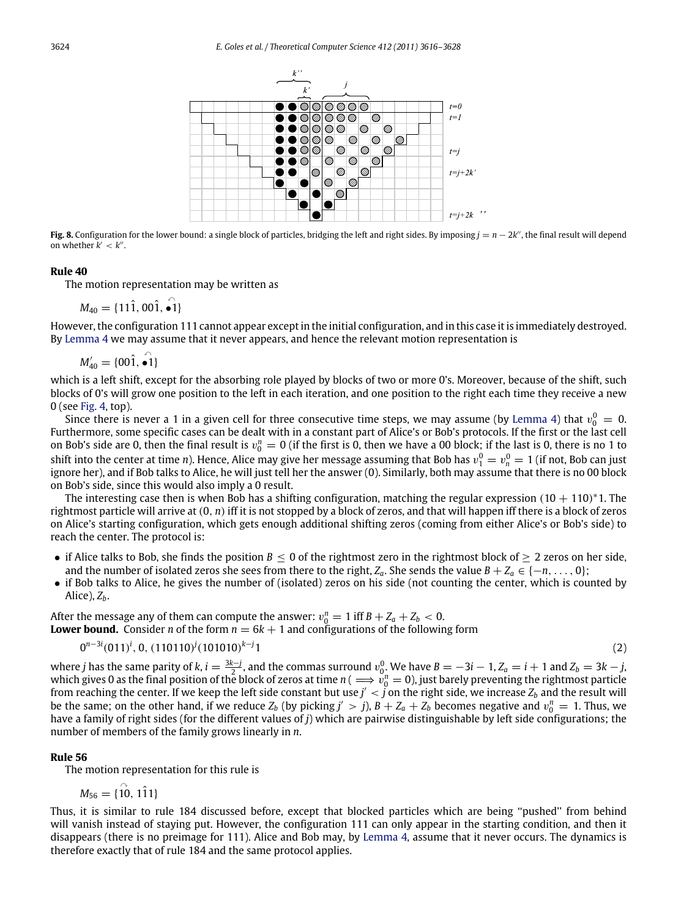**Fig. 8.** Configuration for the lower bound: a single block of particles, bridging the left and right sides. By imposing $j = n - 2k''$, the final result will depend on whether $k' < k''$.

**Rule 40**

The motion representation may be written as

$$M_{40} = \{11\hat{1}, 00\hat{1}, \overset{\frown}{\bullet 1}\}$$

However, the configuration 111 cannot appear except in the initial configuration, and in this case it is immediately destroyed. By Lemma 4 we may assume that it never appears, and hence the relevant motion representation is

$$M'_{40} = \{00\hat{1}, \overset{\frown}{\bullet 1}\}$$

which is a left shift, except for the absorbing role played by blocks of two or more 0's. Moreover, because of the shift, such blocks of 0's will grow one position to the left in each iteration, and one position to the right each time they receive a new 0 (see Fig. 4, top).

Since there is never a 1 in a given cell for three consecutive time steps, we may assume (by Lemma 4) that $v_0^0 = 0$. Furthermore, some specific cases can be dealt with in a constant part of Alice's or Bob's protocols. If the first or the last cell on Bob's side are 0, then the final result is $v_0^n = 0$ (if the first is 0, then we have a 00 block; if the last is 0, there is no 1 to shift into the center at time $n$). Hence, Alice may give her message assuming that Bob has $v_1^0 = v_n^0 = 1$ (if not, Bob can just ignore her), and if Bob talks to Alice, he will just tell her the answer (0). Similarly, both may assume that there is no 00 block on Bob's side, since this would also imply a 0 result.

The interesting case then is when Bob has a shifting configuration, matching the regular expression $(10 + 110)^*1$. The rightmost particle will arrive at $(0, n)$ iff it is not stopped by a block of zeros, and that will happen iff there is a block of zeros on Alice's starting configuration, which gets enough additional shifting zeros (coming from either Alice's or Bob's side) to reach the center. The protocol is:

- if Alice talks to Bob, she finds the position $B \leq 0$ of the rightmost zero in the rightmost block of $\geq 2$ zeros on her side, and the number of isolated zeros she sees from there to the right, $Z_a$. She sends the value $B + Z_a \in \{-n, \ldots, 0\}$;
- if Bob talks to Alice, he gives the number of (isolated) zeros on his side (not counting the center, which is counted by Alice), $Z_b$.

After the message any of them can compute the answer: $v_0^n = 1$ iff $B + Z_a + Z_b < 0$.

**Lower bound.** Consider $n$ of the form $n = 6k + 1$ and configurations of the following form

$$0^{n-3i}(011)^i, 0, (110110)^j(101010)^{k-j}1 \tag{2}$$

where $j$ has the same parity of $k$, $i = \frac{3k-j}{2}$, and the commas surround $v_0^0$. We have $B = -3i - 1$, $Z_a = i + 1$ and $Z_b = 3k - j$, which gives 0 as the final position of the block of zeros at time $n$ ($\implies v_0^n = 0$), just barely preventing the rightmost particle from reaching the center. If we keep the left side constant but use $j' < j$ on the right side, we increase $Z_b$ and the result will be the same; on the other hand, if we reduce $Z_b$ (by picking $j' > j$), $B + Z_a + Z_b$ becomes negative and $v_0^n = 1$. Thus, we have a family of right sides (for the different values of $j$) which are pairwise distinguishable by left side configurations; the number of members of the family grows linearly in $n$.

**Rule 56**

The motion representation for this rule is

$$M_{56} = \{\overset{\frown}{10}, 1\hat{1}1\}$$

Thus, it is similar to rule 184 discussed before, except that blocked particles which are being "pushed" from behind will vanish instead of staying put. However, the configuration 111 can only appear in the starting condition, and then it disappears (there is no preimage for 111). Alice and Bob may, by Lemma 4, assume that it never occurs. The dynamics is therefore exactly that of rule 184 and the same protocol applies.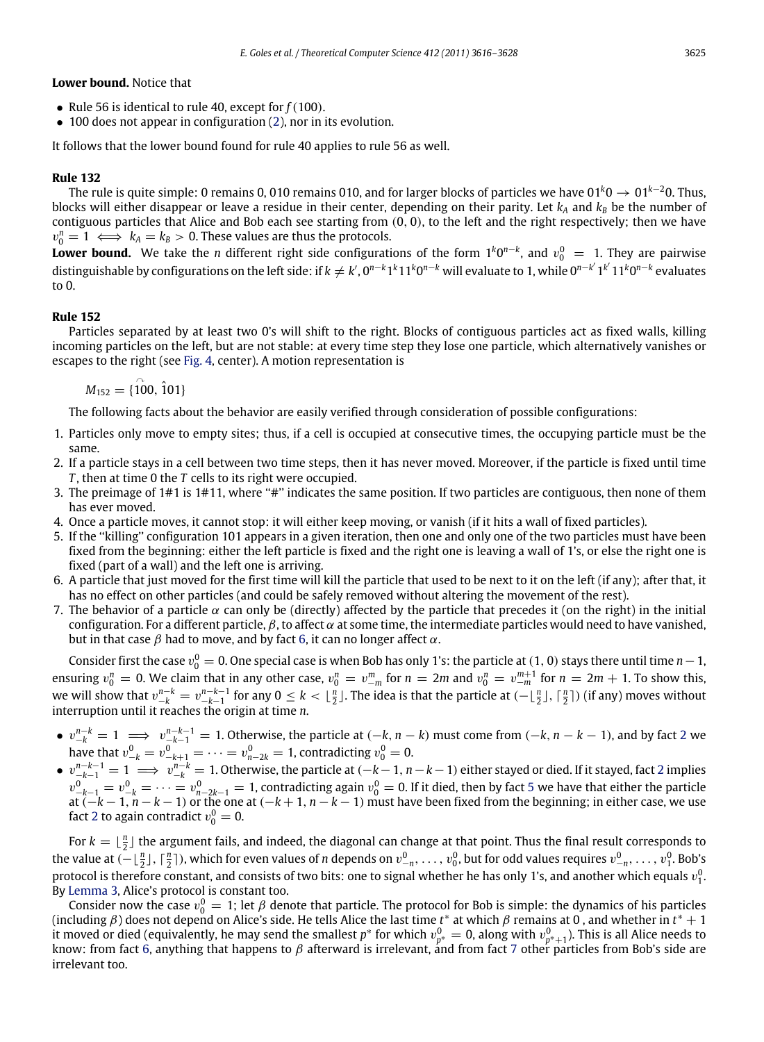**Lower bound.** Notice that

- Rule 56 is identical to rule 40, except for $f(100)$.
- 100 does not appear in configuration (2), nor in its evolution.

It follows that the lower bound found for rule 40 applies to rule 56 as well.

### Rule 132

The rule is quite simple: 0 remains 0, 010 remains 010, and for larger blocks of particles we have $01^k0 \to 01^{k-2}0$. Thus, blocks will either disappear or leave a residue in their center, depending on their parity. Let $k_A$ and $k_B$ be the number of contiguous particles that Alice and Bob each see starting from $(0, 0)$, to the left and the right respectively; then we have $v_0^n = 1 \iff k_A = k_B > 0$. These values are thus the protocols.

**Lower bound.** We take the $n$ different right side configurations of the form $1^k0^{n-k}$, and $v_0^0 = 1$. They are pairwise distinguishable by configurations on the left side: if $k \neq k'$, $0^{n-k}1^k11^k0^{n-k}$ will evaluate to 1, while $0^{n-k'}1^{k'}11^k0^{n-k}$ evaluates to 0.

### Rule 152

Particles separated by at least two 0's will shift to the right. Blocks of contiguous particles act as fixed walls, killing incoming particles on the left, but are not stable: at every time step they lose one particle, which alternatively vanishes or escapes to the right (see Fig. 4, center). A motion representation is

$$M_{152} = \{\overset{\frown}{1}00, \hat{1}01\}$$

The following facts about the behavior are easily verified through consideration of possible configurations:

1. Particles only move to empty sites; thus, if a cell is occupied at consecutive times, the occupying particle must be the same.
2. If a particle stays in a cell between two time steps, then it has never moved. Moreover, if the particle is fixed until time $T$, then at time 0 the $T$ cells to its right were occupied.
3. The preimage of 1#1 is 1#11, where "#" indicates the same position. If two particles are contiguous, then none of them has ever moved.
4. Once a particle moves, it cannot stop: it will either keep moving, or vanish (if it hits a wall of fixed particles).
5. If the "killing" configuration 101 appears in a given iteration, then one and only one of the two particles must have been fixed from the beginning: either the left particle is fixed and the right one is leaving a wall of 1's, or else the right one is fixed (part of a wall) and the left one is arriving.
6. A particle that just moved for the first time will kill the particle that used to be next to it on the left (if any); after that, it has no effect on other particles (and could be safely removed without altering the movement of the rest).
7. The behavior of a particle $\alpha$ can only be (directly) affected by the particle that precedes it (on the right) in the initial configuration. For a different particle, $\beta$, to affect $\alpha$ at some time, the intermediate particles would need to have vanished, but in that case $\beta$ had to move, and by fact 6, it can no longer affect $\alpha$.

Consider first the case $v_0^0 = 0$. One special case is when Bob has only 1's: the particle at $(1, 0)$ stays there until time $n-1$, ensuring $v_0^n = 0$. We claim that in any other case, $v_0^n = v_{-m}^m$ for $n = 2m$ and $v_0^n = v_{-m}^{m+1}$ for $n = 2m + 1$. To show this, we will show that $v_{-k}^{n-k} = v_{-k-1}^{n-k-1}$ for any $0 \le k < \lfloor \frac{n}{2} \rfloor$. The idea is that the particle at $(-\lfloor \frac{n}{2} \rfloor, \lceil \frac{n}{2} \rceil)$ (if any) moves without interruption until it reaches the origin at time $n$.

- $v_{-k}^{n-k} = 1 \implies v_{-k-1}^{n-k-1} = 1$. Otherwise, the particle at $(-k, n-k)$ must come from $(-k, n-k-1)$, and by fact 2 we have that $v_{-k}^0 = v_{-k+1}^0 = \cdots = v_{n-2k}^0 = 1$, contradicting $v_0^0 = 0$.
- $v_{-k-1}^{n-k-1} = 1 \implies v_{-k}^{n-k} = 1$. Otherwise, the particle at $(-k-1, n-k-1)$ either stayed or died. If it stayed, fact 2 implies $v_{-k-1}^0 = v_{-k}^0 = \cdots = v_{n-2k-1}^0 = 1$, contradicting again $v_0^0 = 0$. If it died, then by fact 5 we have that either the particle at $(-k-1, n-k-1)$ or the one at $(-k+1, n-k-1)$ must have been fixed from the beginning; in either case, we use fact 2 to again contradict $v_0^0 = 0$.

For $k = \lfloor \frac{n}{2} \rfloor$ the argument fails, and indeed, the diagonal can change at that point. Thus the final result corresponds to the value at $(-\lfloor \frac{n}{2} \rfloor, \lceil \frac{n}{2} \rceil)$, which for even values of $n$ depends on $v_{-n}^0, \ldots, v_0^0$, but for odd values requires $v_{-n}^0, \ldots, v_1^0$. Bob's protocol is therefore constant, and consists of two bits: one to signal whether he has only 1's, and another which equals $v_1^0$. By Lemma 3, Alice's protocol is constant too.

Consider now the case $v_0^0 = 1$; let $\beta$ denote that particle. The protocol for Bob is simple: the dynamics of his particles (including $\beta$) does not depend on Alice's side. He tells Alice the last time $t^*$ at which $\beta$ remains at 0 , and whether in $t^* + 1$ it moved or died (equivalently, he may send the smallest $p^*$ for which $v_{p^*}^0 = 0$, along with $v_{p^*+1}^0$). This is all Alice needs to know: from fact 6, anything that happens to $\beta$ afterward is irrelevant, and from fact 7 other particles from Bob's side are irrelevant too.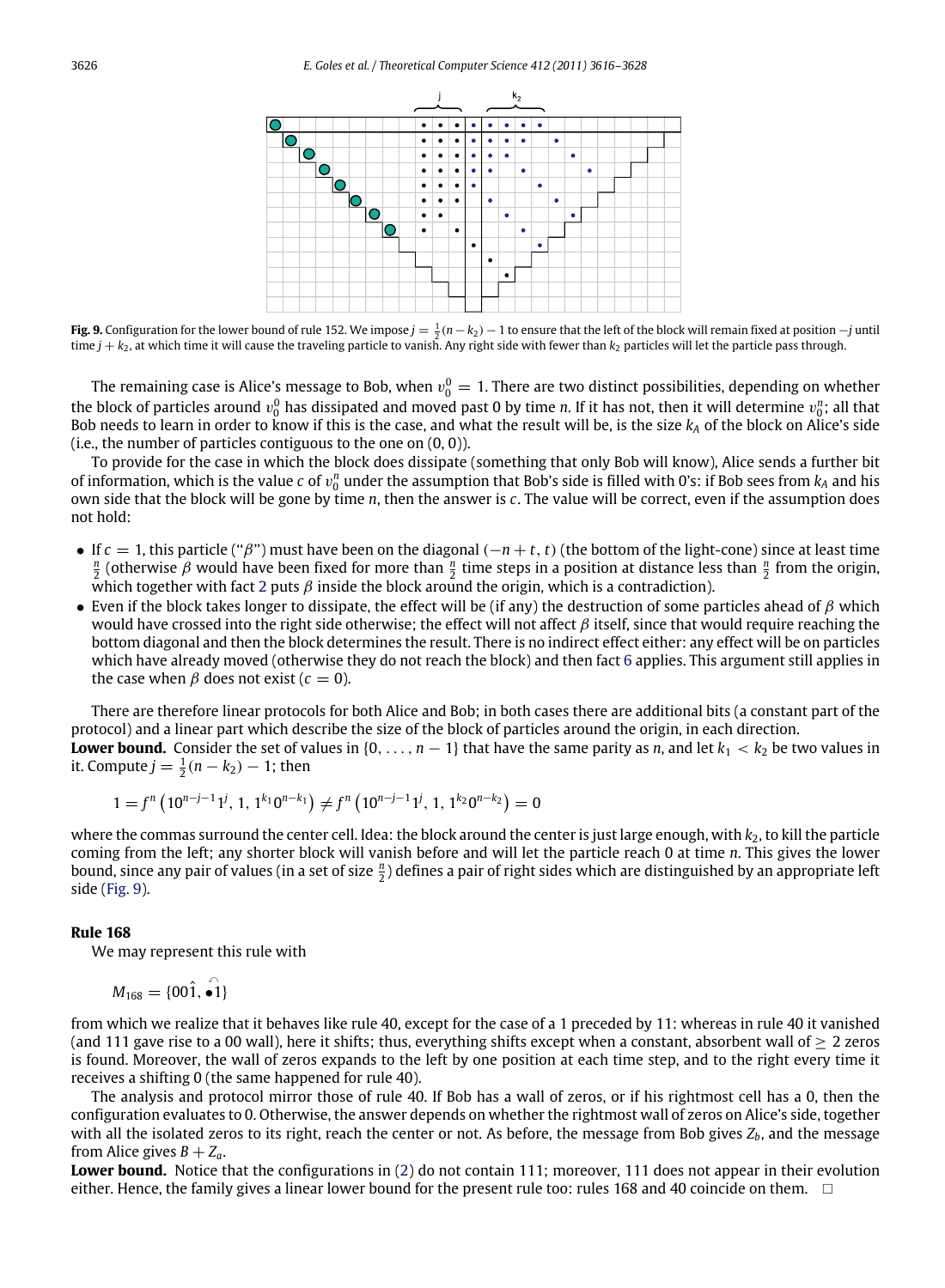**Fig. 9.** Configuration for the lower bound of rule 152. We impose $j = \frac{1}{2}(n - k_2) - 1$ to ensure that the left of the block will remain fixed at position $-j$ until time $j + k_2$, at which time it will cause the traveling particle to vanish. Any right side with fewer than $k_2$ particles will let the particle pass through.

The remaining case is Alice's message to Bob, when $v_0^0 = 1$. There are two distinct possibilities, depending on whether the block of particles around $v_0^0$ has dissipated and moved past 0 by time $n$. If it has not, then it will determine $v_0^n$; all that Bob needs to learn in order to know if this is the case, and what the result will be, is the size $k_A$ of the block on Alice's side (i.e., the number of particles contiguous to the one on $(0, 0)$).

To provide for the case in which the block does dissipate (something that only Bob will know), Alice sends a further bit of information, which is the value $c$ of $v_0^n$ under the assumption that Bob's side is filled with 0's: if Bob sees from $k_A$ and his own side that the block will be gone by time $n$, then the answer is $c$. The value will be correct, even if the assumption does not hold:

- If $c = 1$, this particle ("$\beta$") must have been on the diagonal $(-n + t, t)$ (the bottom of the light-cone) since at least time $\frac{n}{2}$ (otherwise $\beta$ would have been fixed for more than $\frac{n}{2}$ time steps in a position at distance less than $\frac{n}{2}$ from the origin, which together with fact 2 puts $\beta$ inside the block around the origin, which is a contradiction).
- Even if the block takes longer to dissipate, the effect will be (if any) the destruction of some particles ahead of $\beta$ which would have crossed into the right side otherwise; the effect will not affect $\beta$ itself, since that would require reaching the bottom diagonal and then the block determines the result. There is no indirect effect either: any effect will be on particles which have already moved (otherwise they do not reach the block) and then fact 6 applies. This argument still applies in the case when $\beta$ does not exist ($c = 0$).

There are therefore linear protocols for both Alice and Bob; in both cases there are additional bits (a constant part of the protocol) and a linear part which describe the size of the block of particles around the origin, in each direction.

**Lower bound.** Consider the set of values in $\{0, \ldots, n - 1\}$ that have the same parity as $n$, and let $k_1 < k_2$ be two values in it. Compute $j = \frac{1}{2}(n - k_2) - 1$; then

$$1 = f^n\left(10^{n-j-1}1^j, 1, 1^{k_1}0^{n-k_1}\right) \neq f^n\left(10^{n-j-1}1^j, 1, 1^{k_2}0^{n-k_2}\right) = 0$$

where the commas surround the center cell. Idea: the block around the center is just large enough, with $k_2$, to kill the particle coming from the left; any shorter block will vanish before and will let the particle reach 0 at time $n$. This gives the lower bound, since any pair of values (in a set of size $\frac{n}{2}$) defines a pair of right sides which are distinguished by an appropriate left side (Fig. 9).

### Rule 168

We may represent this rule with

$$M_{168} = \{00\hat{1}, \bullet\overset{\frown}{1}\}$$

from which we realize that it behaves like rule 40, except for the case of a 1 preceded by 11: whereas in rule 40 it vanished (and 111 gave rise to a 00 wall), here it shifts; thus, everything shifts except when a constant, absorbent wall of $\geq 2$ zeros is found. Moreover, the wall of zeros expands to the left by one position at each time step, and to the right every time it receives a shifting 0 (the same happened for rule 40).

The analysis and protocol mirror those of rule 40. If Bob has a wall of zeros, or if his rightmost cell has a 0, then the configuration evaluates to 0. Otherwise, the answer depends on whether the rightmost wall of zeros on Alice's side, together with all the isolated zeros to its right, reach the center or not. As before, the message from Bob gives $Z_b$, and the message from Alice gives $B + Z_a$.

**Lower bound.** Notice that the configurations in (2) do not contain 111; moreover, 111 does not appear in their evolution either. Hence, the family gives a linear lower bound for the present rule too: rules 168 and 40 coincide on them. $\square$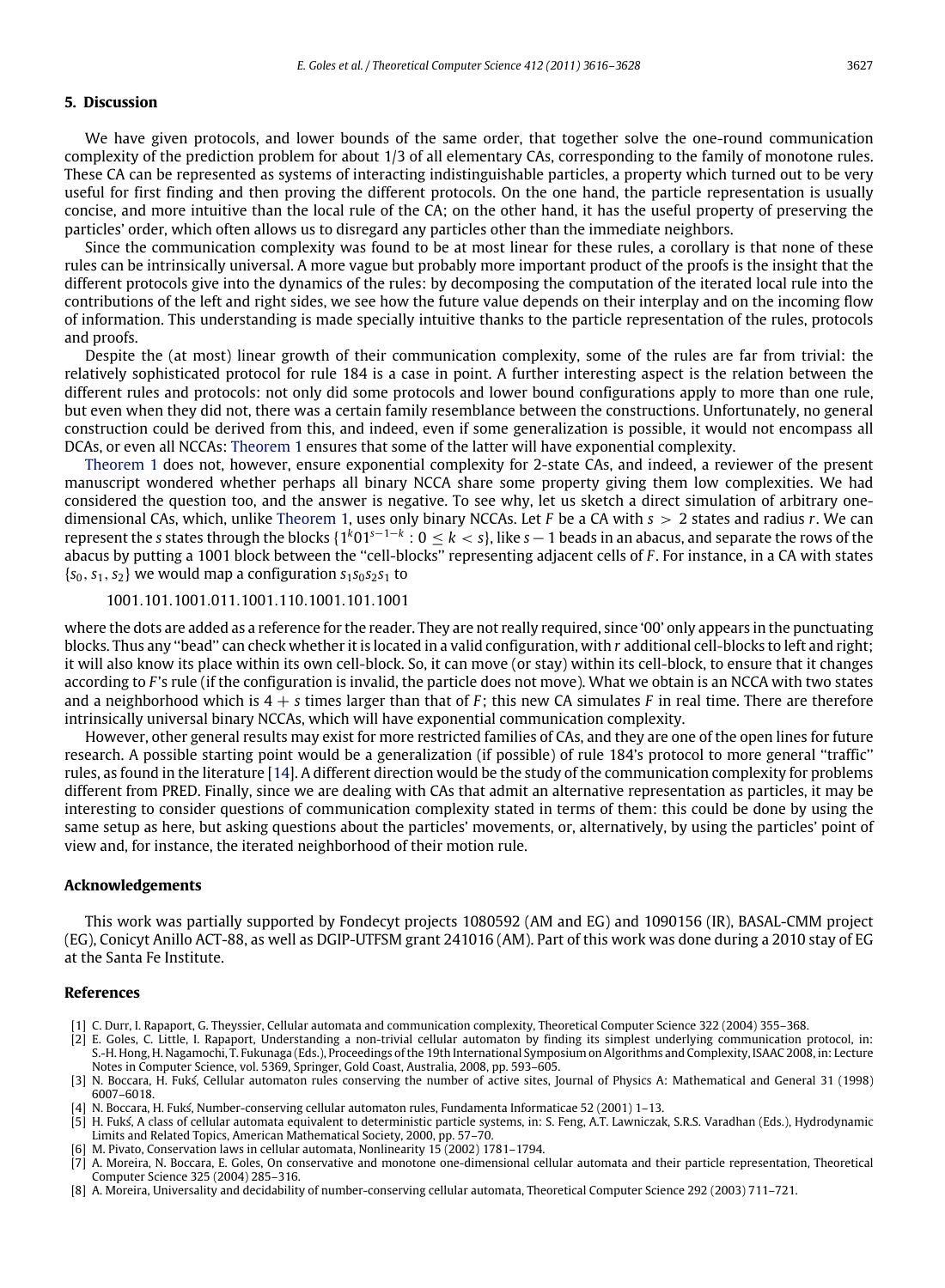## 5. Discussion

We have given protocols, and lower bounds of the same order, that together solve the one-round communication complexity of the prediction problem for about 1/3 of all elementary CAs, corresponding to the family of monotone rules. These CA can be represented as systems of interacting indistinguishable particles, a property which turned out to be very useful for first finding and then proving the different protocols. On the one hand, the particle representation is usually concise, and more intuitive than the local rule of the CA; on the other hand, it has the useful property of preserving the particles' order, which often allows us to disregard any particles other than the immediate neighbors.

Since the communication complexity was found to be at most linear for these rules, a corollary is that none of these rules can be intrinsically universal. A more vague but probably more important product of the proofs is the insight that the different protocols give into the dynamics of the rules: by decomposing the computation of the iterated local rule into the contributions of the left and right sides, we see how the future value depends on their interplay and on the incoming flow of information. This understanding is made specially intuitive thanks to the particle representation of the rules, protocols and proofs.

Despite the (at most) linear growth of their communication complexity, some of the rules are far from trivial: the relatively sophisticated protocol for rule 184 is a case in point. A further interesting aspect is the relation between the different rules and protocols: not only did some protocols and lower bound configurations apply to more than one rule, but even when they did not, there was a certain family resemblance between the constructions. Unfortunately, no general construction could be derived from this, and indeed, even if some generalization is possible, it would not encompass all DCAs, or even all NCCAs: Theorem 1 ensures that some of the latter will have exponential complexity.

Theorem 1 does not, however, ensure exponential complexity for 2-state CAs, and indeed, a reviewer of the present manuscript wondered whether perhaps all binary NCCA share some property giving them low complexities. We had considered the question too, and the answer is negative. To see why, let us sketch a direct simulation of arbitrary one-dimensional CAs, which, unlike Theorem 1, uses only binary NCCAs. Let $F$ be a CA with $s > 2$ states and radius $r$. We can represent the $s$ states through the blocks $\{1^k01^{s-1-k} : 0 \leq k < s\}$, like $s-1$ beads in an abacus, and separate the rows of the abacus by putting a 1001 block between the "cell-blocks" representing adjacent cells of $F$. For instance, in a CA with states $\{s_0, s_1, s_2\}$ we would map a configuration $s_1s_0s_2s_1$ to

1001.101.1001.011.1001.110.1001.101.1001

where the dots are added as a reference for the reader. They are not really required, since '00' only appears in the punctuating blocks. Thus any "bead" can check whether it is located in a valid configuration, with $r$ additional cell-blocks to left and right; it will also know its place within its own cell-block. So, it can move (or stay) within its cell-block, to ensure that it changes according to $F$'s rule (if the configuration is invalid, the particle does not move). What we obtain is an NCCA with two states and a neighborhood which is $4 + s$ times larger than that of $F$; this new CA simulates $F$ in real time. There are therefore intrinsically universal binary NCCAs, which will have exponential communication complexity.

However, other general results may exist for more restricted families of CAs, and they are one of the open lines for future research. A possible starting point would be a generalization (if possible) of rule 184's protocol to more general "traffic" rules, as found in the literature [14]. A different direction would be the study of the communication complexity for problems different from PRED. Finally, since we are dealing with CAs that admit an alternative representation as particles, it may be interesting to consider questions of communication complexity stated in terms of them: this could be done by using the same setup as here, but asking questions about the particles' movements, or, alternatively, by using the particles' point of view and, for instance, the iterated neighborhood of their motion rule.

## Acknowledgements

This work was partially supported by Fondecyt projects 1080592 (AM and EG) and 1090156 (IR), BASAL-CMM project (EG), Conicyt Anillo ACT-88, as well as DGIP-UTFSM grant 241016 (AM). Part of this work was done during a 2010 stay of EG at the Santa Fe Institute.

## References

[1] C. Durr, I. Rapaport, G. Theyssier, Cellular automata and communication complexity, Theoretical Computer Science 322 (2004) 355–368.

[2] E. Goles, C. Little, I. Rapaport, Understanding a non-trivial cellular automaton by finding its simplest underlying communication protocol, in: S.-H. Hong, H. Nagamochi, T. Fukunaga (Eds.), Proceedings of the 19th International Symposium on Algorithms and Complexity, ISAAC 2008, in: Lecture Notes in Computer Science, vol. 5369, Springer, Gold Coast, Australia, 2008, pp. 593–605.

[3] N. Boccara, H. Fukś, Cellular automaton rules conserving the number of active sites, Journal of Physics A: Mathematical and General 31 (1998) 6007–6018.

[4] N. Boccara, H. Fukś, Number-conserving cellular automaton rules, Fundamenta Informaticae 52 (2001) 1–13.

[5] H. Fukś, A class of cellular automata equivalent to deterministic particle systems, in: S. Feng, A.T. Lawniczak, S.R.S. Varadhan (Eds.), Hydrodynamic Limits and Related Topics, American Mathematical Society, 2000, pp. 57–70.

[6] M. Pivato, Conservation laws in cellular automata, Nonlinearity 15 (2002) 1781–1794.

[7] A. Moreira, N. Boccara, E. Goles, On conservative and monotone one-dimensional cellular automata and their particle representation, Theoretical Computer Science 325 (2004) 285–316.

[8] A. Moreira, Universality and decidability of number-conserving cellular automata, Theoretical Computer Science 292 (2003) 711–721.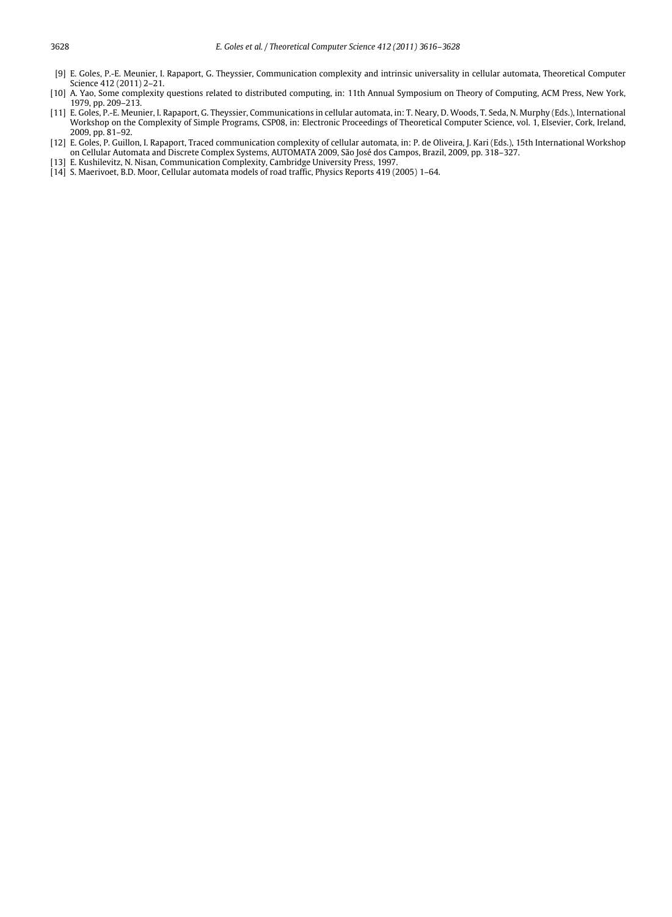[9] E. Goles, P.-E. Meunier, I. Rapaport, G. Theyssier, Communication complexity and intrinsic universality in cellular automata, Theoretical Computer Science 412 (2011) 2–21.

[10] A. Yao, Some complexity questions related to distributed computing, in: 11th Annual Symposium on Theory of Computing, ACM Press, New York, 1979, pp. 209–213.

[11] E. Goles, P.-E. Meunier, I. Rapaport, G. Theyssier, Communications in cellular automata, in: T. Neary, D. Woods, T. Seda, N. Murphy (Eds.), International Workshop on the Complexity of Simple Programs, CSP08, in: Electronic Proceedings of Theoretical Computer Science, vol. 1, Elsevier, Cork, Ireland, 2009, pp. 81–92.

[12] E. Goles, P. Guillon, I. Rapaport, Traced communication complexity of cellular automata, in: P. de Oliveira, J. Kari (Eds.), 15th International Workshop on Cellular Automata and Discrete Complex Systems, AUTOMATA 2009, São José dos Campos, Brazil, 2009, pp. 318–327.

[13] E. Kushilevitz, N. Nisan, Communication Complexity, Cambridge University Press, 1997.

[14] S. Maerivoet, B.D. Moor, Cellular automata models of road traffic, Physics Reports 419 (2005) 1–64.